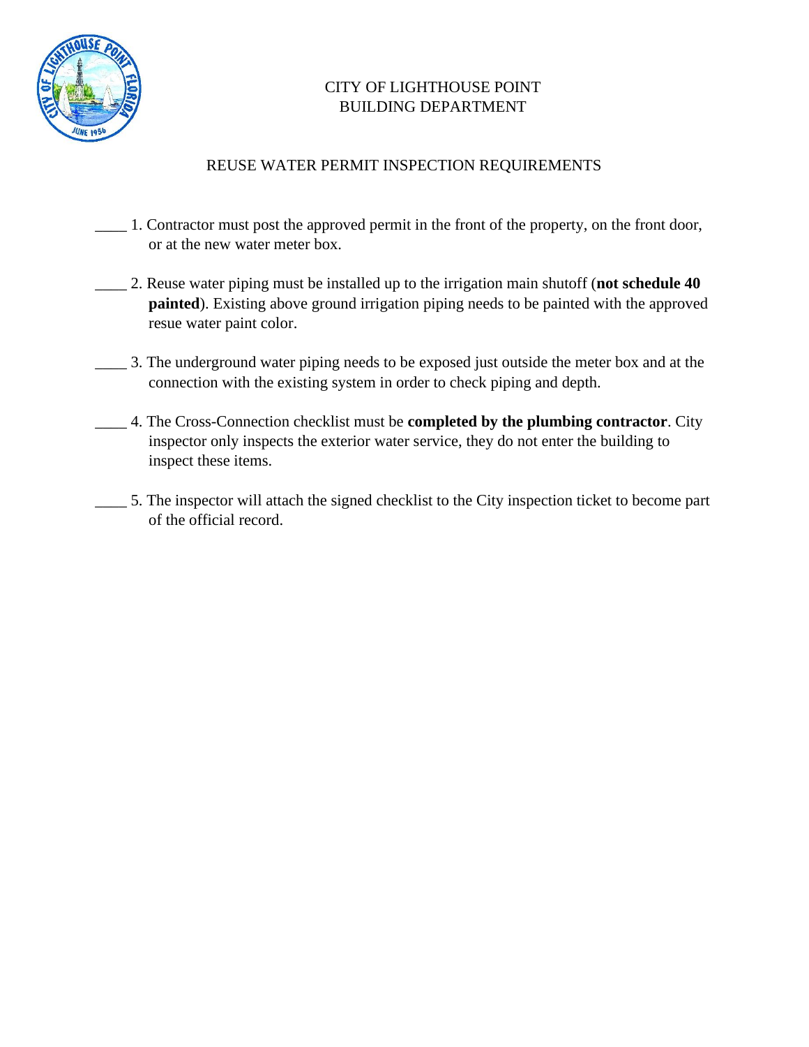# CITY OF LIGHTHOUSE POINT
# BUILDING DEPARTMENT

## REUSE WATER PERMIT INSPECTION REQUIREMENTS

____ 1. Contractor must post the approved permit in the front of the property, on the front door, or at the new water meter box.

____ 2. Reuse water piping must be installed up to the irrigation main shutoff (**not schedule 40 painted**). Existing above ground irrigation piping needs to be painted with the approved resue water paint color.

____ 3. The underground water piping needs to be exposed just outside the meter box and at the connection with the existing system in order to check piping and depth.

____ 4. The Cross-Connection checklist must be **completed by the plumbing contractor**. City inspector only inspects the exterior water service, they do not enter the building to inspect these items.

____ 5. The inspector will attach the signed checklist to the City inspection ticket to become part of the official record.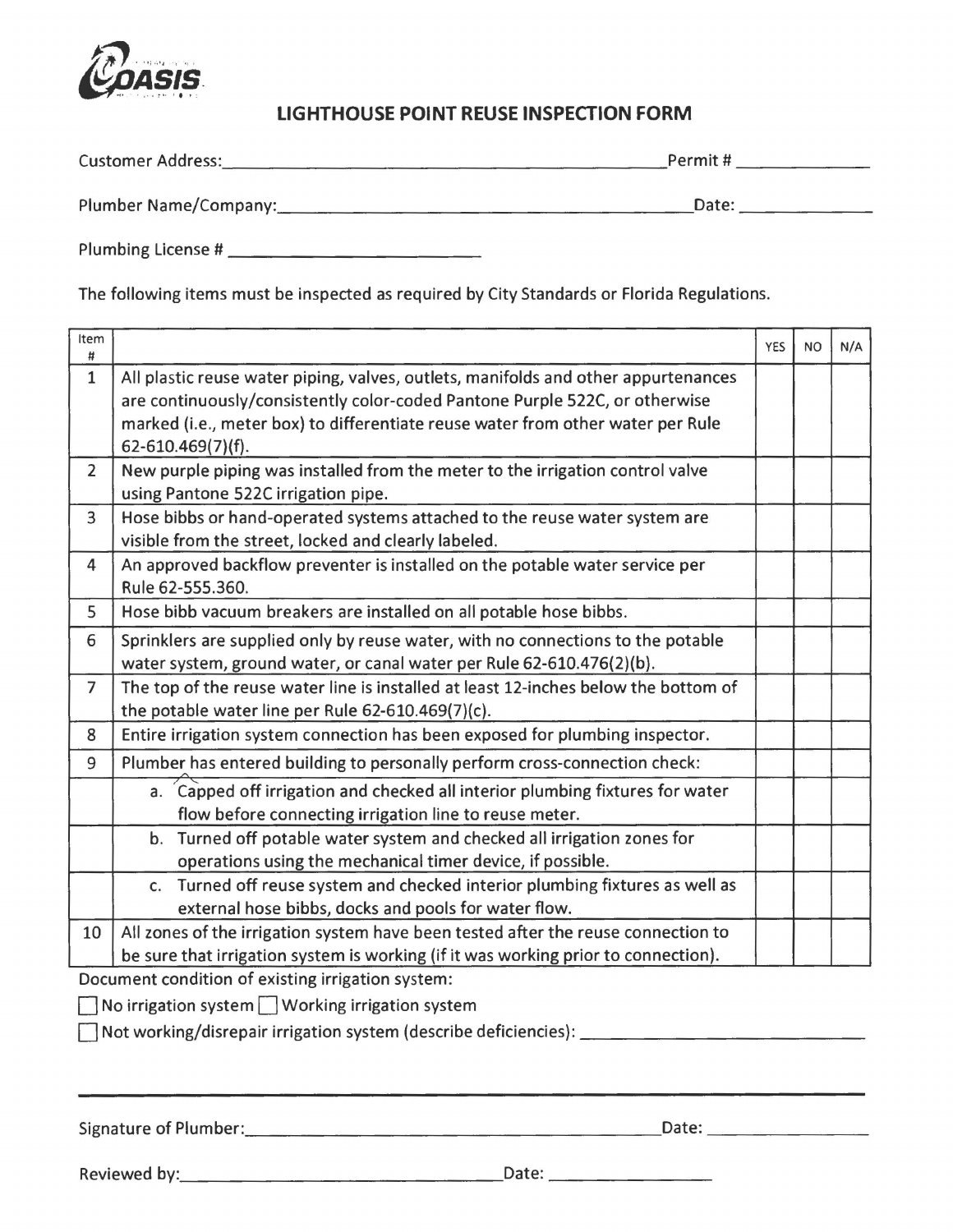# LIGHTHOUSE POINT REUSE INSPECTION FORM

Customer Address:_______________________________________________ Permit # ____________

Plumber Name/Company:__________________________________________ Date: ____________

Plumbing License # ________________________

The following items must be inspected as required by City Standards or Florida Regulations.

| Item # | | YES | NO | N/A |
|---|---|---|---|---|
| 1 | All plastic reuse water piping, valves, outlets, manifolds and other appurtenances are continuously/consistently color-coded Pantone Purple 522C, or otherwise marked (i.e., meter box) to differentiate reuse water from other water per Rule 62-610.469(7)(f). | | | |
| 2 | New purple piping was installed from the meter to the irrigation control valve using Pantone 522C irrigation pipe. | | | |
| 3 | Hose bibbs or hand-operated systems attached to the reuse water system are visible from the street, locked and clearly labeled. | | | |
| 4 | An approved backflow preventer is installed on the potable water service per Rule 62-555.360. | | | |
| 5 | Hose bibb vacuum breakers are installed on all potable hose bibbs. | | | |
| 6 | Sprinklers are supplied only by reuse water, with no connections to the potable water system, ground water, or canal water per Rule 62-610.476(2)(b). | | | |
| 7 | The top of the reuse water line is installed at least 12-inches below the bottom of the potable water line per Rule 62-610.469(7)(c). | | | |
| 8 | Entire irrigation system connection has been exposed for plumbing inspector. | | | |
| 9 | Plumber has entered building to personally perform cross-connection check: | | | |
| | a. Capped off irrigation and checked all interior plumbing fixtures for water flow before connecting irrigation line to reuse meter. | | | |
| | b. Turned off potable water system and checked all irrigation zones for operations using the mechanical timer device, if possible. | | | |
| | c. Turned off reuse system and checked interior plumbing fixtures as well as external hose bibbs, docks and pools for water flow. | | | |
| 10 | All zones of the irrigation system have been tested after the reuse connection to be sure that irrigation system is working (if it was working prior to connection). | | | |

Document condition of existing irrigation system:

☐ No irrigation system ☐ Working irrigation system

☐ Not working/disrepair irrigation system (describe deficiencies): ____________________________

_____________________________________________________________________________

Signature of Plumber:_______________________________________________ Date: ______________

Reviewed by:_________________________________ Date: ______________